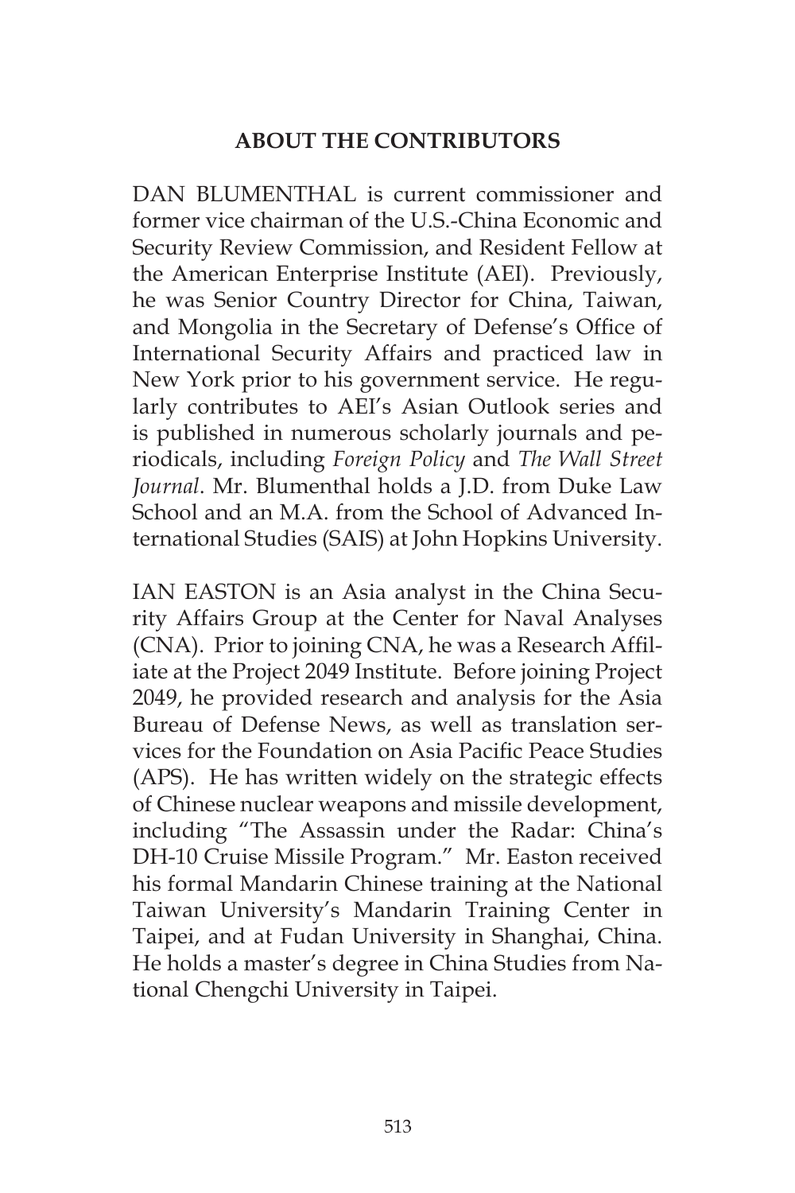## ABOUT THE CONTRIBUTORS

DAN BLUMENTHAL is current commissioner and former vice chairman of the U.S.-China Economic and Security Review Commission, and Resident Fellow at the American Enterprise Institute (AEI). Previously, he was Senior Country Director for China, Taiwan, and Mongolia in the Secretary of Defense's Office of International Security Affairs and practiced law in New York prior to his government service. He regularly contributes to AEI's Asian Outlook series and is published in numerous scholarly journals and periodicals, including *Foreign Policy* and *The Wall Street Journal*. Mr. Blumenthal holds a J.D. from Duke Law School and an M.A. from the School of Advanced International Studies (SAIS) at John Hopkins University.

IAN EASTON is an Asia analyst in the China Security Affairs Group at the Center for Naval Analyses (CNA). Prior to joining CNA, he was a Research Affiliate at the Project 2049 Institute. Before joining Project 2049, he provided research and analysis for the Asia Bureau of Defense News, as well as translation services for the Foundation on Asia Pacific Peace Studies (APS). He has written widely on the strategic effects of Chinese nuclear weapons and missile development, including "The Assassin under the Radar: China's DH-10 Cruise Missile Program." Mr. Easton received his formal Mandarin Chinese training at the National Taiwan University's Mandarin Training Center in Taipei, and at Fudan University in Shanghai, China. He holds a master's degree in China Studies from National Chengchi University in Taipei.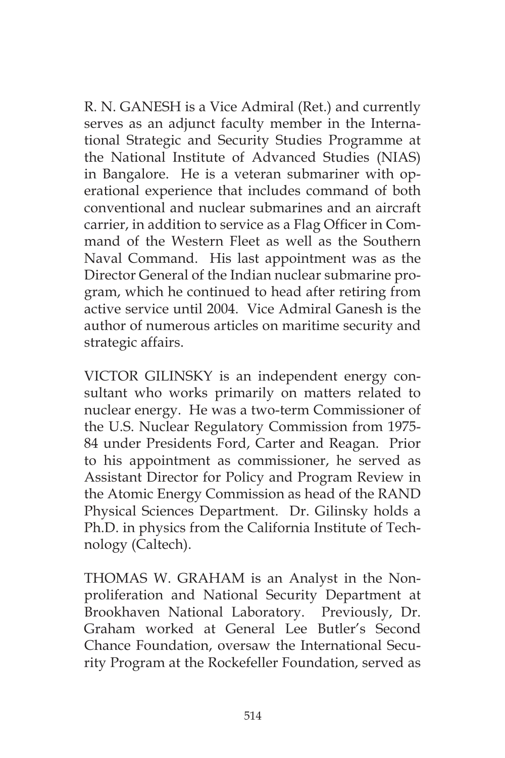R. N. GANESH is a Vice Admiral (Ret.) and currently serves as an adjunct faculty member in the International Strategic and Security Studies Programme at the National Institute of Advanced Studies (NIAS) in Bangalore. He is a veteran submariner with operational experience that includes command of both conventional and nuclear submarines and an aircraft carrier, in addition to service as a Flag Officer in Command of the Western Fleet as well as the Southern Naval Command. His last appointment was as the Director General of the Indian nuclear submarine program, which he continued to head after retiring from active service until 2004. Vice Admiral Ganesh is the author of numerous articles on maritime security and strategic affairs.

VICTOR GILINSKY is an independent energy consultant who works primarily on matters related to nuclear energy. He was a two-term Commissioner of the U.S. Nuclear Regulatory Commission from 1975-84 under Presidents Ford, Carter and Reagan. Prior to his appointment as commissioner, he served as Assistant Director for Policy and Program Review in the Atomic Energy Commission as head of the RAND Physical Sciences Department. Dr. Gilinsky holds a Ph.D. in physics from the California Institute of Technology (Caltech).

THOMAS W. GRAHAM is an Analyst in the Nonproliferation and National Security Department at Brookhaven National Laboratory. Previously, Dr. Graham worked at General Lee Butler's Second Chance Foundation, oversaw the International Security Program at the Rockefeller Foundation, served as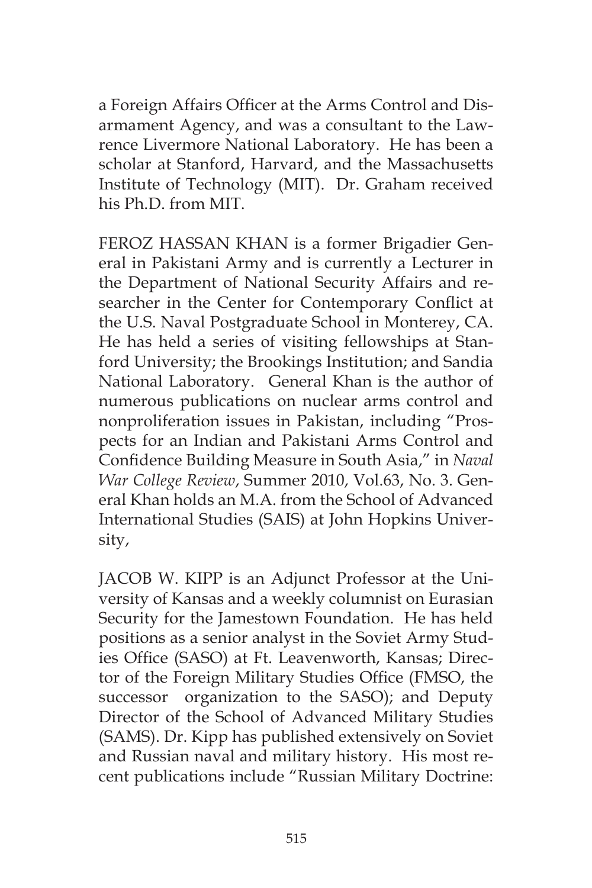a Foreign Affairs Officer at the Arms Control and Disarmament Agency, and was a consultant to the Lawrence Livermore National Laboratory. He has been a scholar at Stanford, Harvard, and the Massachusetts Institute of Technology (MIT). Dr. Graham received his Ph.D. from MIT.

FEROZ HASSAN KHAN is a former Brigadier General in Pakistani Army and is currently a Lecturer in the Department of National Security Affairs and researcher in the Center for Contemporary Conflict at the U.S. Naval Postgraduate School in Monterey, CA. He has held a series of visiting fellowships at Stanford University; the Brookings Institution; and Sandia National Laboratory. General Khan is the author of numerous publications on nuclear arms control and nonproliferation issues in Pakistan, including "Prospects for an Indian and Pakistani Arms Control and Confidence Building Measure in South Asia," in *Naval War College Review*, Summer 2010, Vol.63, No. 3. General Khan holds an M.A. from the School of Advanced International Studies (SAIS) at John Hopkins University,

JACOB W. KIPP is an Adjunct Professor at the University of Kansas and a weekly columnist on Eurasian Security for the Jamestown Foundation. He has held positions as a senior analyst in the Soviet Army Studies Office (SASO) at Ft. Leavenworth, Kansas; Director of the Foreign Military Studies Office (FMSO, the successor organization to the SASO); and Deputy Director of the School of Advanced Military Studies (SAMS). Dr. Kipp has published extensively on Soviet and Russian naval and military history. His most recent publications include "Russian Military Doctrine: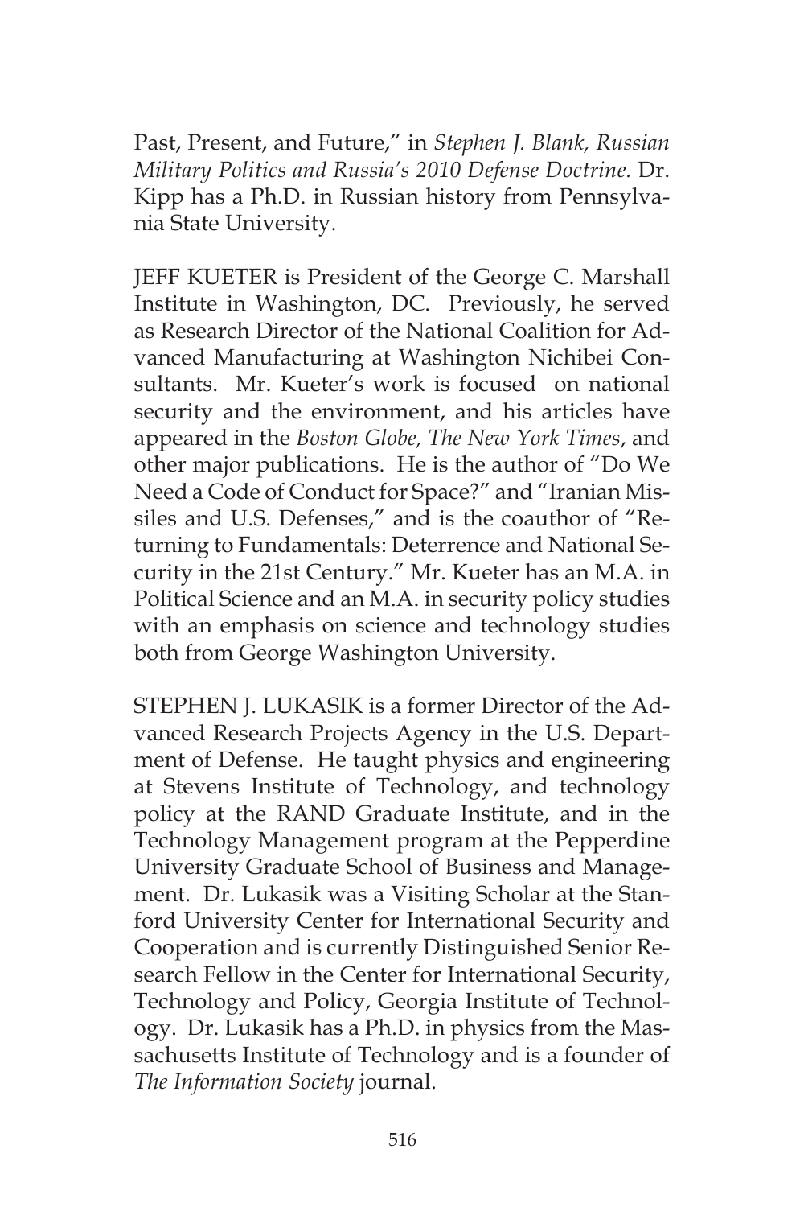Past, Present, and Future," in *Stephen J. Blank, Russian Military Politics and Russia's 2010 Defense Doctrine.* Dr. Kipp has a Ph.D. in Russian history from Pennsylvania State University.

JEFF KUETER is President of the George C. Marshall Institute in Washington, DC. Previously, he served as Research Director of the National Coalition for Advanced Manufacturing at Washington Nichibei Consultants. Mr. Kueter's work is focused on national security and the environment, and his articles have appeared in the *Boston Globe, The New York Times*, and other major publications. He is the author of "Do We Need a Code of Conduct for Space?" and "Iranian Missiles and U.S. Defenses," and is the coauthor of "Returning to Fundamentals: Deterrence and National Security in the 21st Century." Mr. Kueter has an M.A. in Political Science and an M.A. in security policy studies with an emphasis on science and technology studies both from George Washington University.

STEPHEN J. LUKASIK is a former Director of the Advanced Research Projects Agency in the U.S. Department of Defense. He taught physics and engineering at Stevens Institute of Technology, and technology policy at the RAND Graduate Institute, and in the Technology Management program at the Pepperdine University Graduate School of Business and Management. Dr. Lukasik was a Visiting Scholar at the Stanford University Center for International Security and Cooperation and is currently Distinguished Senior Research Fellow in the Center for International Security, Technology and Policy, Georgia Institute of Technology. Dr. Lukasik has a Ph.D. in physics from the Massachusetts Institute of Technology and is a founder of *The Information Society* journal.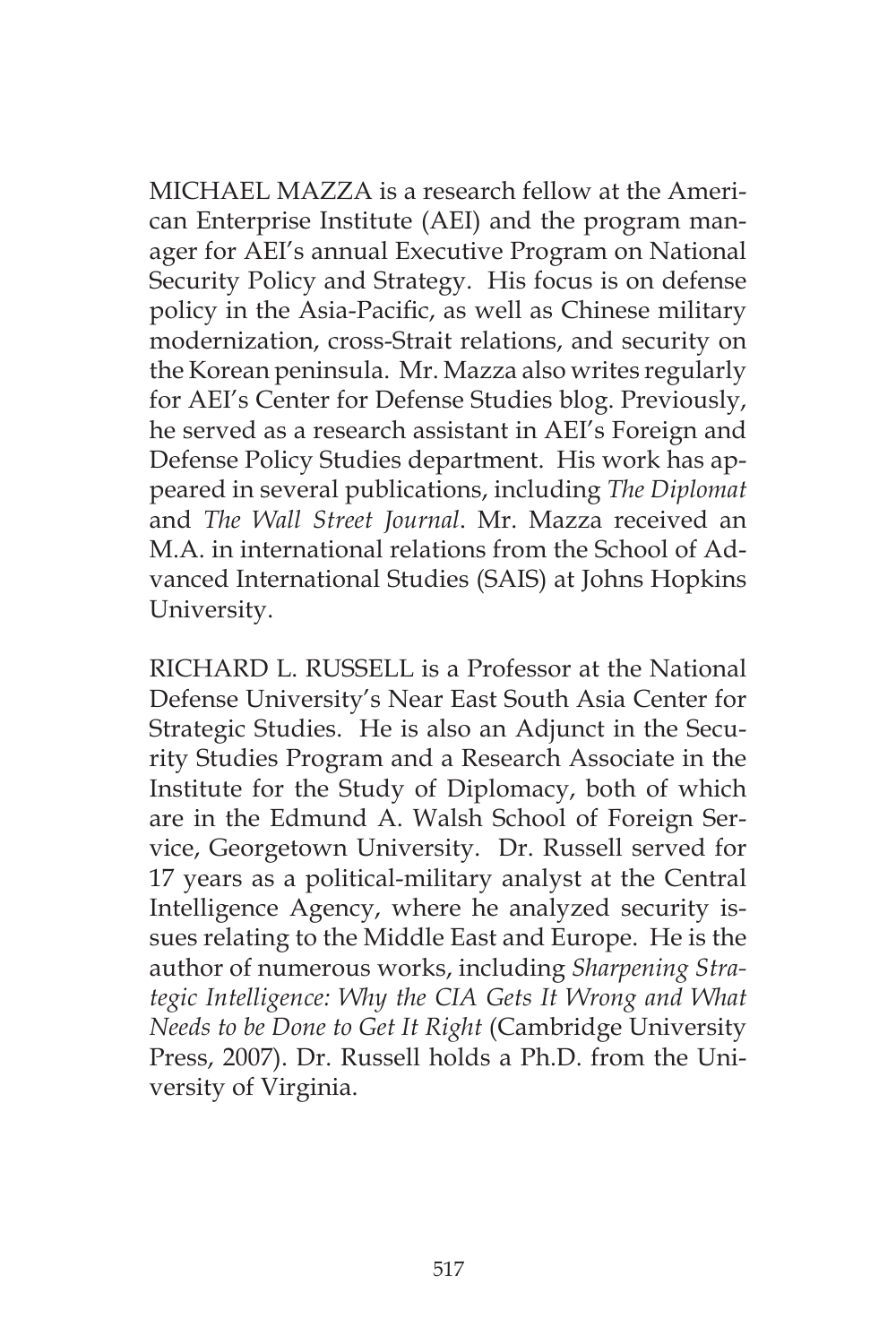MICHAEL MAZZA is a research fellow at the American Enterprise Institute (AEI) and the program manager for AEI's annual Executive Program on National Security Policy and Strategy. His focus is on defense policy in the Asia-Pacific, as well as Chinese military modernization, cross-Strait relations, and security on the Korean peninsula. Mr. Mazza also writes regularly for AEI's Center for Defense Studies blog. Previously, he served as a research assistant in AEI's Foreign and Defense Policy Studies department. His work has appeared in several publications, including *The Diplomat* and *The Wall Street Journal*. Mr. Mazza received an M.A. in international relations from the School of Advanced International Studies (SAIS) at Johns Hopkins University.

RICHARD L. RUSSELL is a Professor at the National Defense University's Near East South Asia Center for Strategic Studies. He is also an Adjunct in the Security Studies Program and a Research Associate in the Institute for the Study of Diplomacy, both of which are in the Edmund A. Walsh School of Foreign Service, Georgetown University. Dr. Russell served for 17 years as a political-military analyst at the Central Intelligence Agency, where he analyzed security issues relating to the Middle East and Europe. He is the author of numerous works, including *Sharpening Strategic Intelligence: Why the CIA Gets It Wrong and What Needs to be Done to Get It Right* (Cambridge University Press, 2007). Dr. Russell holds a Ph.D. from the University of Virginia.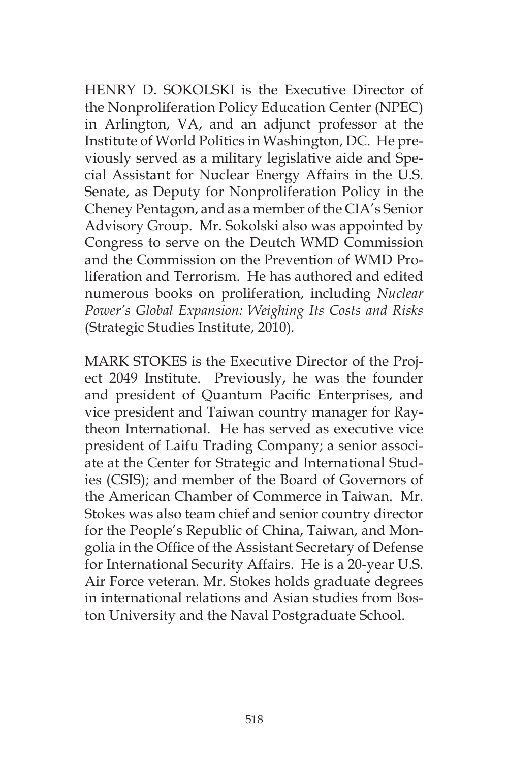HENRY D. SOKOLSKI is the Executive Director of the Nonproliferation Policy Education Center (NPEC) in Arlington, VA, and an adjunct professor at the Institute of World Politics in Washington, DC. He previously served as a military legislative aide and Special Assistant for Nuclear Energy Affairs in the U.S. Senate, as Deputy for Nonproliferation Policy in the Cheney Pentagon, and as a member of the CIA's Senior Advisory Group. Mr. Sokolski also was appointed by Congress to serve on the Deutch WMD Commission and the Commission on the Prevention of WMD Proliferation and Terrorism. He has authored and edited numerous books on proliferation, including *Nuclear Power's Global Expansion: Weighing Its Costs and Risks* (Strategic Studies Institute, 2010).

MARK STOKES is the Executive Director of the Project 2049 Institute. Previously, he was the founder and president of Quantum Pacific Enterprises, and vice president and Taiwan country manager for Raytheon International. He has served as executive vice president of Laifu Trading Company; a senior associate at the Center for Strategic and International Studies (CSIS); and member of the Board of Governors of the American Chamber of Commerce in Taiwan. Mr. Stokes was also team chief and senior country director for the People's Republic of China, Taiwan, and Mongolia in the Office of the Assistant Secretary of Defense for International Security Affairs. He is a 20-year U.S. Air Force veteran. Mr. Stokes holds graduate degrees in international relations and Asian studies from Boston University and the Naval Postgraduate School.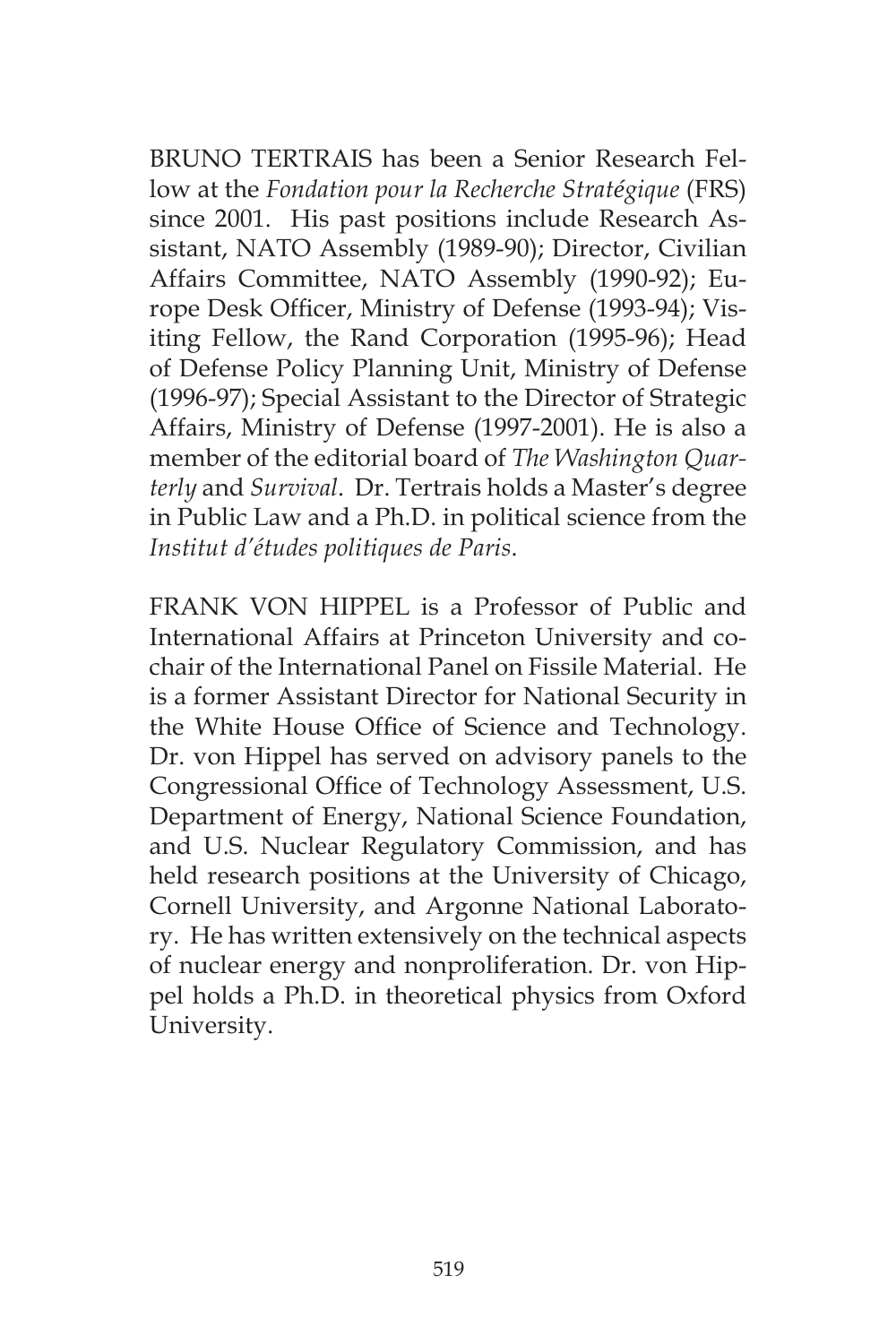BRUNO TERTRAIS has been a Senior Research Fellow at the *Fondation pour la Recherche Stratégique* (FRS) since 2001. His past positions include Research Assistant, NATO Assembly (1989-90); Director, Civilian Affairs Committee, NATO Assembly (1990-92); Europe Desk Officer, Ministry of Defense (1993-94); Visiting Fellow, the Rand Corporation (1995-96); Head of Defense Policy Planning Unit, Ministry of Defense (1996-97); Special Assistant to the Director of Strategic Affairs, Ministry of Defense (1997-2001). He is also a member of the editorial board of *The Washington Quarterly* and *Survival*. Dr. Tertrais holds a Master's degree in Public Law and a Ph.D. in political science from the *Institut d'études politiques de Paris*.

FRANK VON HIPPEL is a Professor of Public and International Affairs at Princeton University and co-chair of the International Panel on Fissile Material. He is a former Assistant Director for National Security in the White House Office of Science and Technology. Dr. von Hippel has served on advisory panels to the Congressional Office of Technology Assessment, U.S. Department of Energy, National Science Foundation, and U.S. Nuclear Regulatory Commission, and has held research positions at the University of Chicago, Cornell University, and Argonne National Laboratory. He has written extensively on the technical aspects of nuclear energy and nonproliferation. Dr. von Hippel holds a Ph.D. in theoretical physics from Oxford University.